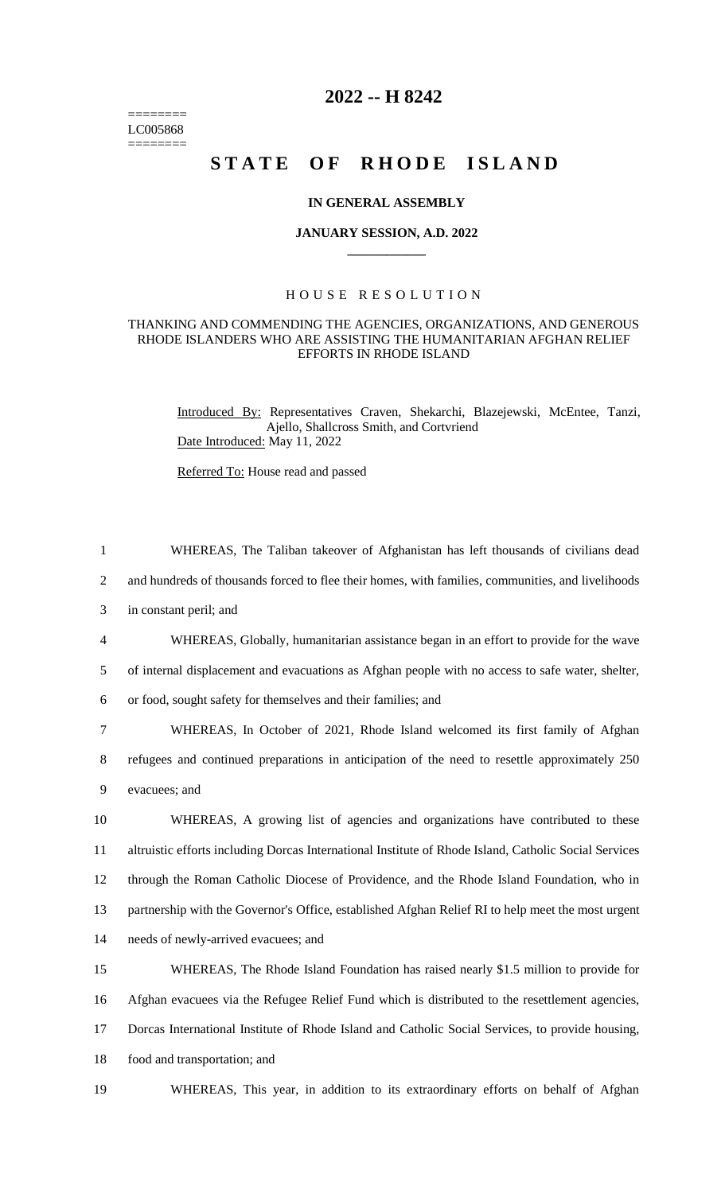========
LC005868
========

# 2022 -- H 8242

# STATE OF RHODE ISLAND

**IN GENERAL ASSEMBLY**

**JANUARY SESSION, A.D. 2022**

____________

H O U S E   R E S O L U T I O N

THANKING AND COMMENDING THE AGENCIES, ORGANIZATIONS, AND GENEROUS RHODE ISLANDERS WHO ARE ASSISTING THE HUMANITARIAN AFGHAN RELIEF EFFORTS IN RHODE ISLAND

Introduced By: Representatives Craven, Shekarchi, Blazejewski, McEntee, Tanzi, Ajello, Shallcross Smith, and Cortvriend

Date Introduced: May 11, 2022

Referred To: House read and passed

1 WHEREAS, The Taliban takeover of Afghanistan has left thousands of civilians dead
2 and hundreds of thousands forced to flee their homes, with families, communities, and livelihoods
3 in constant peril; and
4 WHEREAS, Globally, humanitarian assistance began in an effort to provide for the wave
5 of internal displacement and evacuations as Afghan people with no access to safe water, shelter,
6 or food, sought safety for themselves and their families; and
7 WHEREAS, In October of 2021, Rhode Island welcomed its first family of Afghan
8 refugees and continued preparations in anticipation of the need to resettle approximately 250
9 evacuees; and
10 WHEREAS, A growing list of agencies and organizations have contributed to these
11 altruistic efforts including Dorcas International Institute of Rhode Island, Catholic Social Services
12 through the Roman Catholic Diocese of Providence, and the Rhode Island Foundation, who in
13 partnership with the Governor's Office, established Afghan Relief RI to help meet the most urgent
14 needs of newly-arrived evacuees; and
15 WHEREAS, The Rhode Island Foundation has raised nearly $1.5 million to provide for
16 Afghan evacuees via the Refugee Relief Fund which is distributed to the resettlement agencies,
17 Dorcas International Institute of Rhode Island and Catholic Social Services, to provide housing,
18 food and transportation; and
19 WHEREAS, This year, in addition to its extraordinary efforts on behalf of Afghan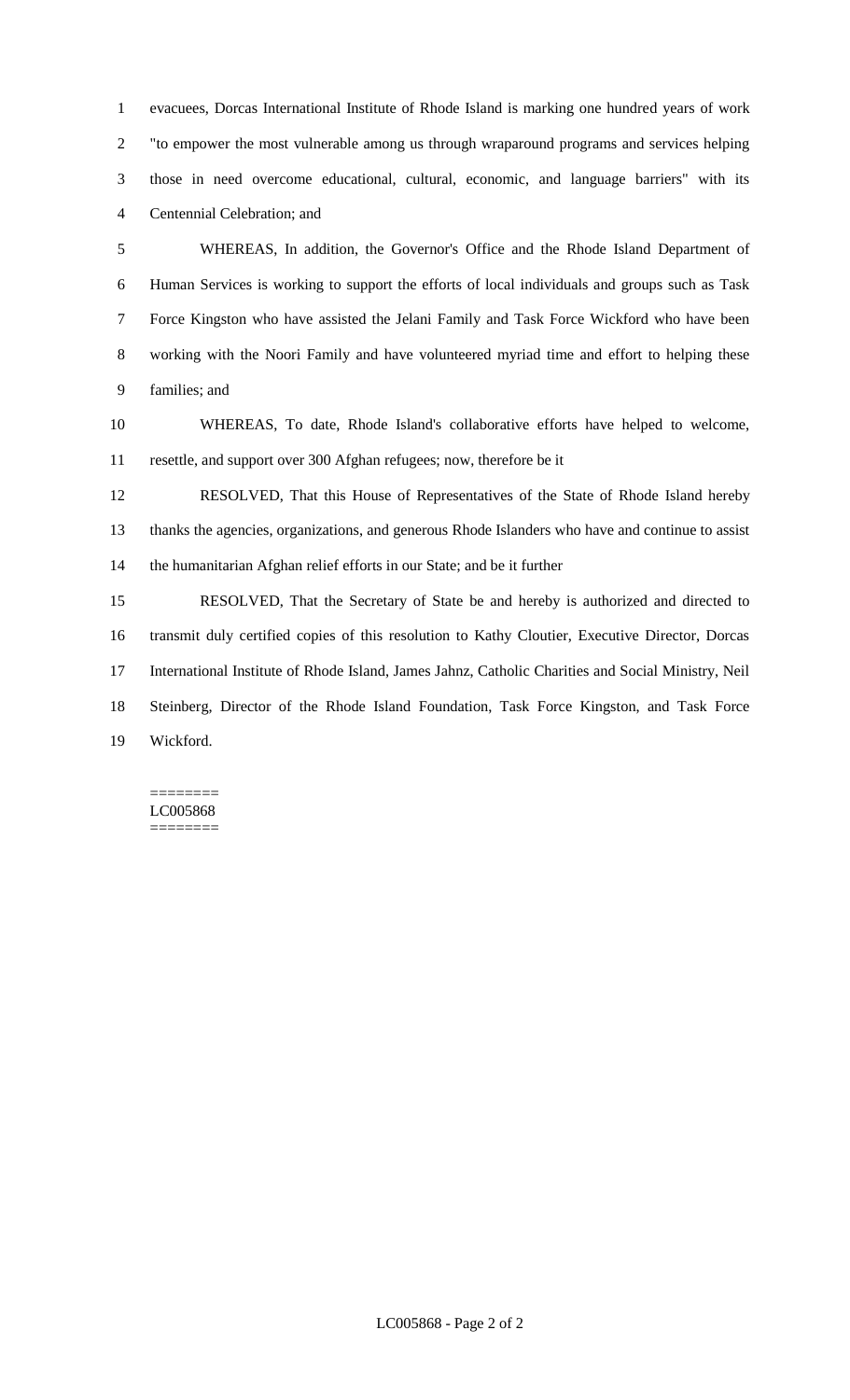evacuees, Dorcas International Institute of Rhode Island is marking one hundred years of work "to empower the most vulnerable among us through wraparound programs and services helping those in need overcome educational, cultural, economic, and language barriers" with its Centennial Celebration; and

WHEREAS, In addition, the Governor's Office and the Rhode Island Department of Human Services is working to support the efforts of local individuals and groups such as Task Force Kingston who have assisted the Jelani Family and Task Force Wickford who have been working with the Noori Family and have volunteered myriad time and effort to helping these families; and

WHEREAS, To date, Rhode Island's collaborative efforts have helped to welcome, resettle, and support over 300 Afghan refugees; now, therefore be it

RESOLVED, That this House of Representatives of the State of Rhode Island hereby thanks the agencies, organizations, and generous Rhode Islanders who have and continue to assist the humanitarian Afghan relief efforts in our State; and be it further

RESOLVED, That the Secretary of State be and hereby is authorized and directed to transmit duly certified copies of this resolution to Kathy Cloutier, Executive Director, Dorcas International Institute of Rhode Island, James Jahnz, Catholic Charities and Social Ministry, Neil Steinberg, Director of the Rhode Island Foundation, Task Force Kingston, and Task Force Wickford.

========
LC005868
========